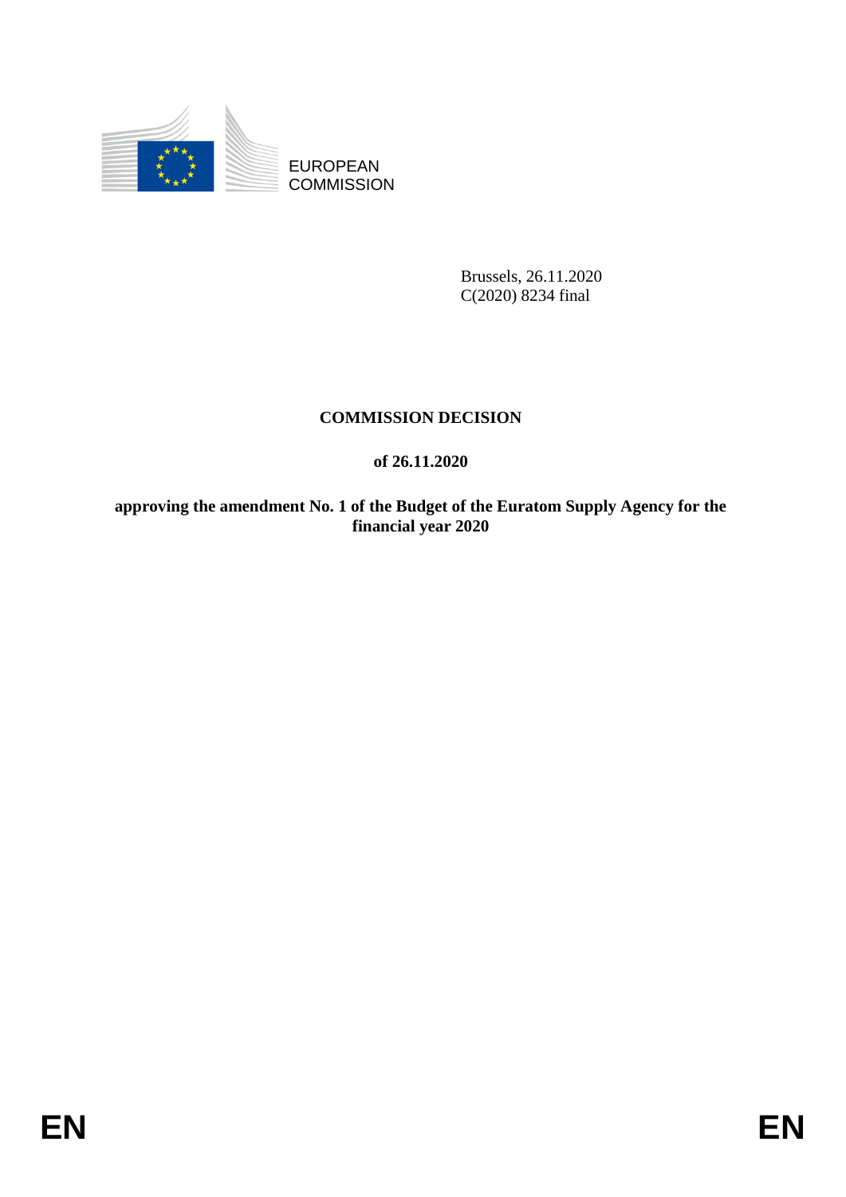EUROPEAN COMMISSION

Brussels, 26.11.2020
C(2020) 8234 final

**COMMISSION DECISION**

**of 26.11.2020**

**approving the amendment No. 1 of the Budget of the Euratom Supply Agency for the financial year 2020**

EN EN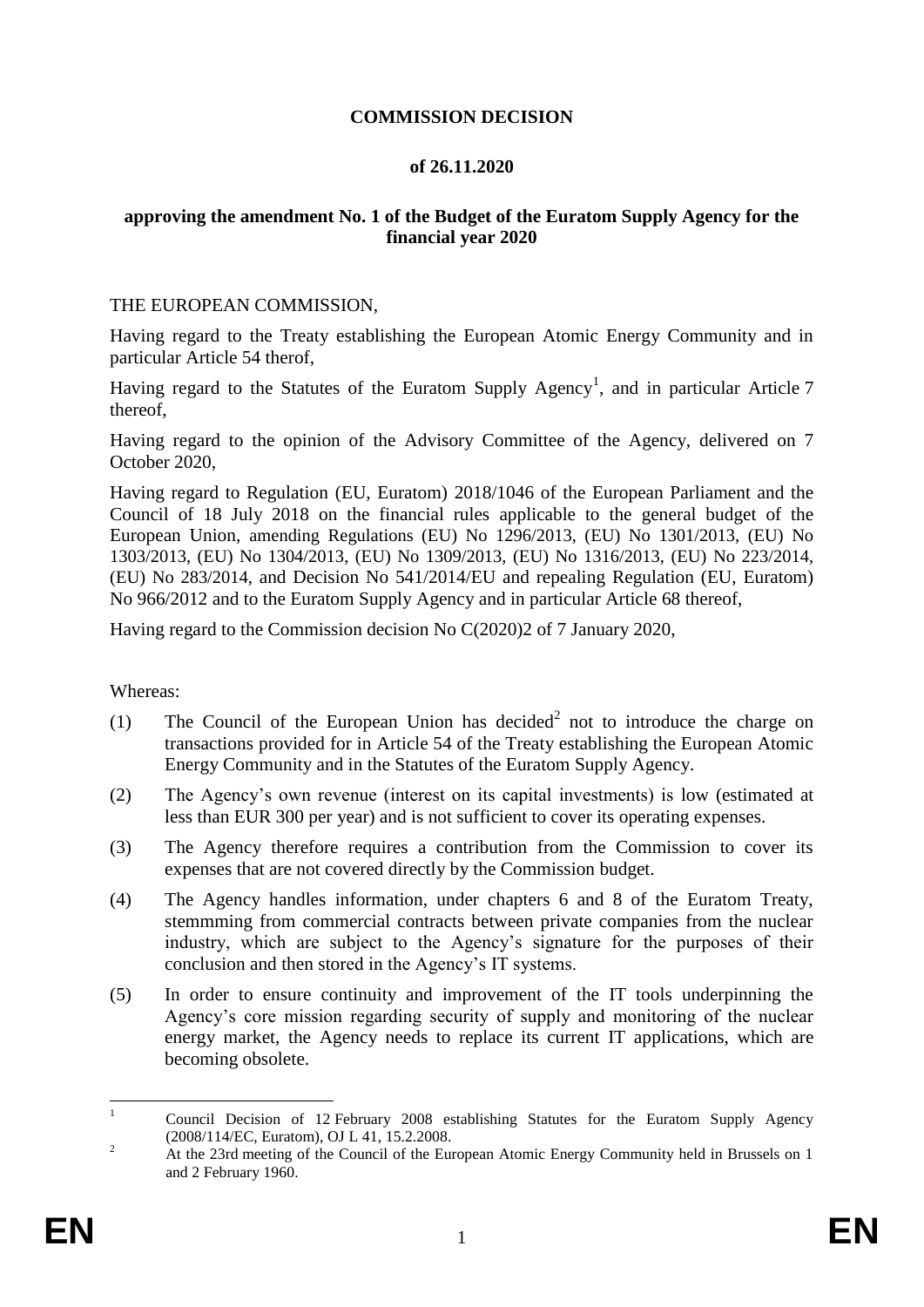**COMMISSION DECISION**

**of 26.11.2020**

**approving the amendment No. 1 of the Budget of the Euratom Supply Agency for the financial year 2020**

THE EUROPEAN COMMISSION,

Having regard to the Treaty establishing the European Atomic Energy Community and in particular Article 54 therof,

Having regard to the Statutes of the Euratom Supply Agency[1], and in particular Article 7 thereof,

Having regard to the opinion of the Advisory Committee of the Agency, delivered on 7 October 2020,

Having regard to Regulation (EU, Euratom) 2018/1046 of the European Parliament and the Council of 18 July 2018 on the financial rules applicable to the general budget of the European Union, amending Regulations (EU) No 1296/2013, (EU) No 1301/2013, (EU) No 1303/2013, (EU) No 1304/2013, (EU) No 1309/2013, (EU) No 1316/2013, (EU) No 223/2014, (EU) No 283/2014, and Decision No 541/2014/EU and repealing Regulation (EU, Euratom) No 966/2012 and to the Euratom Supply Agency and in particular Article 68 thereof,

Having regard to the Commission decision No C(2020)2 of 7 January 2020,

Whereas:

(1) The Council of the European Union has decided[2] not to introduce the charge on transactions provided for in Article 54 of the Treaty establishing the European Atomic Energy Community and in the Statutes of the Euratom Supply Agency.

(2) The Agency's own revenue (interest on its capital investments) is low (estimated at less than EUR 300 per year) and is not sufficient to cover its operating expenses.

(3) The Agency therefore requires a contribution from the Commission to cover its expenses that are not covered directly by the Commission budget.

(4) The Agency handles information, under chapters 6 and 8 of the Euratom Treaty, stemmming from commercial contracts between private companies from the nuclear industry, which are subject to the Agency's signature for the purposes of their conclusion and then stored in the Agency's IT systems.

(5) In order to ensure continuity and improvement of the IT tools underpinning the Agency's core mission regarding security of supply and monitoring of the nuclear energy market, the Agency needs to replace its current IT applications, which are becoming obsolete.

---

[1] Council Decision of 12 February 2008 establishing Statutes for the Euratom Supply Agency (2008/114/EC, Euratom), OJ L 41, 15.2.2008.

[2] At the 23rd meeting of the Council of the European Atomic Energy Community held in Brussels on 1 and 2 February 1960.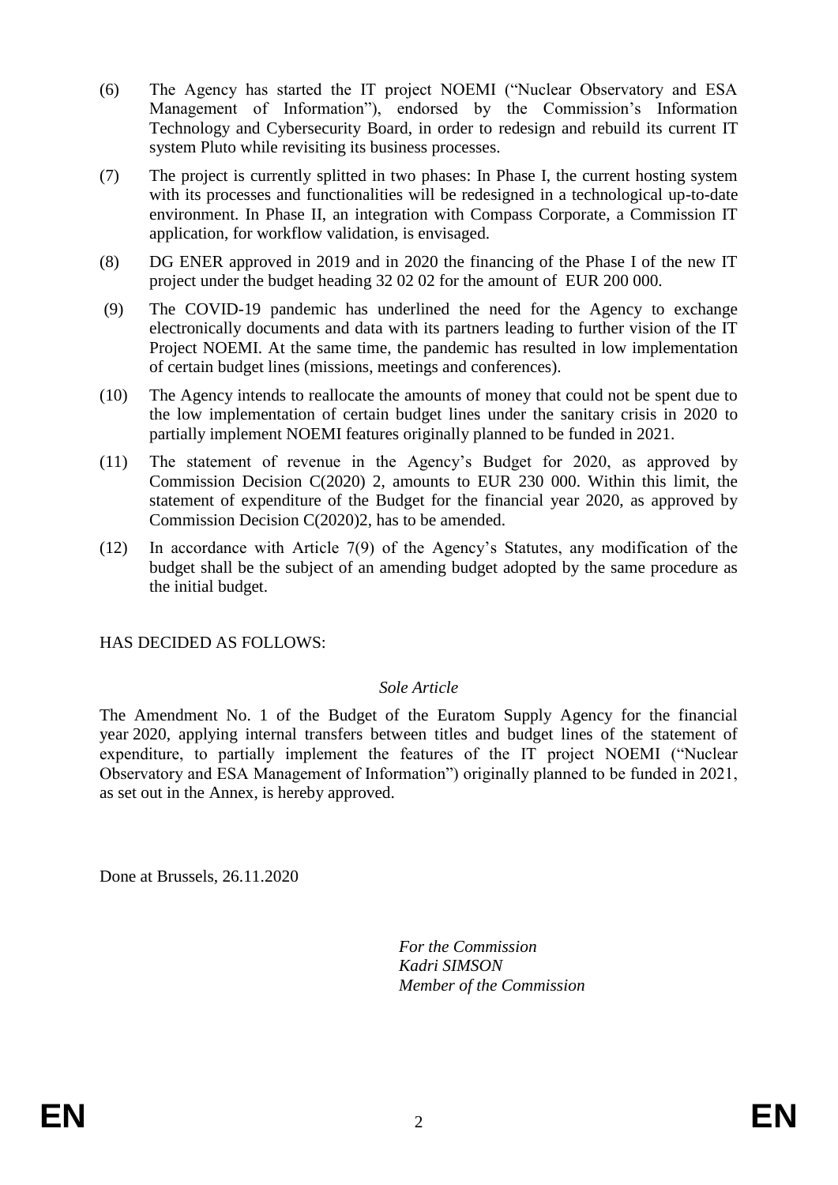(6) The Agency has started the IT project NOEMI ("Nuclear Observatory and ESA Management of Information"), endorsed by the Commission's Information Technology and Cybersecurity Board, in order to redesign and rebuild its current IT system Pluto while revisiting its business processes.

(7) The project is currently splitted in two phases: In Phase I, the current hosting system with its processes and functionalities will be redesigned in a technological up-to-date environment. In Phase II, an integration with Compass Corporate, a Commission IT application, for workflow validation, is envisaged.

(8) DG ENER approved in 2019 and in 2020 the financing of the Phase I of the new IT project under the budget heading 32 02 02 for the amount of EUR 200 000.

(9) The COVID-19 pandemic has underlined the need for the Agency to exchange electronically documents and data with its partners leading to further vision of the IT Project NOEMI. At the same time, the pandemic has resulted in low implementation of certain budget lines (missions, meetings and conferences).

(10) The Agency intends to reallocate the amounts of money that could not be spent due to the low implementation of certain budget lines under the sanitary crisis in 2020 to partially implement NOEMI features originally planned to be funded in 2021.

(11) The statement of revenue in the Agency's Budget for 2020, as approved by Commission Decision C(2020) 2, amounts to EUR 230 000. Within this limit, the statement of expenditure of the Budget for the financial year 2020, as approved by Commission Decision C(2020)2, has to be amended.

(12) In accordance with Article 7(9) of the Agency's Statutes, any modification of the budget shall be the subject of an amending budget adopted by the same procedure as the initial budget.

HAS DECIDED AS FOLLOWS:

*Sole Article*

The Amendment No. 1 of the Budget of the Euratom Supply Agency for the financial year 2020, applying internal transfers between titles and budget lines of the statement of expenditure, to partially implement the features of the IT project NOEMI ("Nuclear Observatory and ESA Management of Information") originally planned to be funded in 2021, as set out in the Annex, is hereby approved.

Done at Brussels, 26.11.2020

*For the Commission*
*Kadri SIMSON*
*Member of the Commission*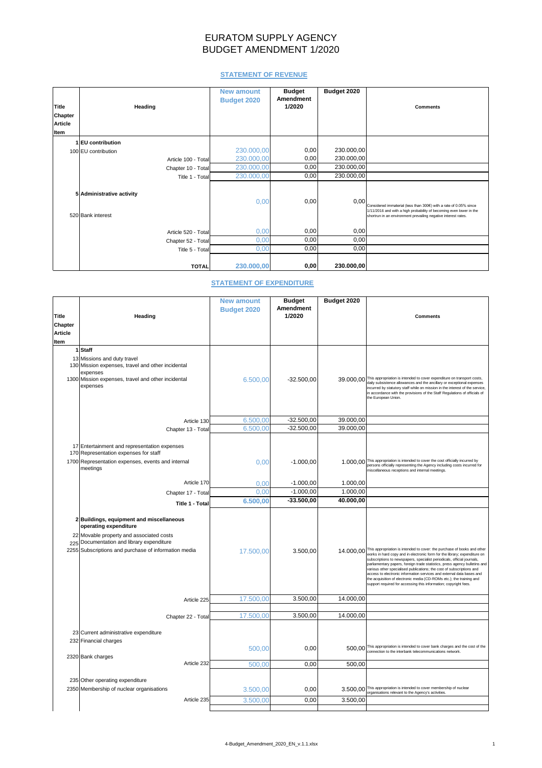# EURATOM SUPPLY AGENCY
# BUDGET AMENDMENT 1/2020

## STATEMENT OF REVENUE

| Title Chapter Article Item | Heading | New amount Budget 2020 | Budget Amendment 1/2020 | Budget 2020 | Comments |
|---|---|---|---|---|---|
| 1 | **EU contribution** | | | | |
| 100 | EU contribution | 230.000,00 | 0,00 | 230.000,00 | |
| | Article 100 - Total | 230.000,00 | 0,00 | 230.000,00 | |
| | Chapter 10 - Total | 230.000,00 | 0,00 | 230.000,00 | |
| | Title 1 - Total | 230.000,00 | 0,00 | 230.000,00 | |
| 5 | **Administrative activity** | | | | |
| 520 | Bank interest | 0,00 | 0,00 | 0,00 | Considered immaterial (less than 300€) with a rate of 0.05% since 1/11/2016 and with a high probability of becoming even lower in the shortrun in an environment prevailing negative interest rates. |
| | Article 520 - Total | 0,00 | 0,00 | 0,00 | |
| | Chapter 52 - Total | 0,00 | 0,00 | 0,00 | |
| | Title 5 - Total | 0,00 | 0,00 | 0,00 | |
| | **TOTAL** | **230.000,00** | **0,00** | **230.000,00** | |

## STATEMENT OF EXPENDITURE

| Title Chapter Article Item | Heading | New amount Budget 2020 | Budget Amendment 1/2020 | Budget 2020 | Comments |
|---|---|---|---|---|---|
| 1 | **Staff** | | | | |
| 13 | Missions and duty travel | | | | |
| 130 | Mission expenses, travel and other incidental expenses | | | | |
| 1300 | Mission expenses, travel and other incidental expenses | 6.500,00 | -32.500,00 | 39.000,00 | This appropriation is intended to cover expenditure on transport costs, daily subsistence allowances and the ancillary or exceptional expenses incurred by statutory staff while on mission in the interest of the service, in accordance with the provisions of the Staff Regulations of officials of the European Union. |
| | Article 130 | 6.500,00 | -32.500,00 | 39.000,00 | |
| | Chapter 13 - Total | 6.500,00 | -32.500,00 | 39.000,00 | |
| 17 | Entertainment and representation expenses | | | | |
| 170 | Representation expenses for staff | | | | |
| 1700 | Representation expenses, events and internal meetings | 0,00 | -1.000,00 | 1.000,00 | This appropriation is intended to cover the cost officially incurred by persons officially representing the Agency including costs incurred for miscellaneous receptions and internal meetings. |
| | Article 170 | 0,00 | -1.000,00 | 1.000,00 | |
| | Chapter 17 - Total | 0,00 | -1.000,00 | 1.000,00 | |
| | **Title 1 - Total** | **6.500,00** | **-33.500,00** | **40.000,00** | |
| 2 | **Buildings, equipment and miscellaneous operating expenditure** | | | | |
| 22 | Movable property and associated costs | | | | |
| 225 | Documentation and library expenditure | | | | |
| 2255 | Subscriptions and purchase of information media | 17.500,00 | 3.500,00 | 14.000,00 | This appropriation is intended to cover: the purchase of books and other works in hard copy and in electronic form for the library; expenditure on subscriptions to newspapers, specialist periodicals, official journals, parliamentary papers, foreign trade statistics, press agency bulletins and various other specialised publications; the cost of subscriptions and access to electronic information services and external data bases and the acquisition of electronic media (CD-ROMs etc.); the training and support required for accessing this information; copyright fees. |
| | Article 225 | 17.500,00 | 3.500,00 | 14.000,00 | |
| | Chapter 22 - Total | 17.500,00 | 3.500,00 | 14.000,00 | |
| 23 | Current administrative expenditure | | | | |
| 232 | Financial charges | | | | |
| 2320 | Bank charges | 500,00 | 0,00 | 500,00 | This appropriation is intended to cover bank charges and the cost of the connection to the interbank telecommunications network. |
| | Article 232 | 500,00 | 0,00 | 500,00 | |
| 235 | Other operating expenditure | | | | |
| 2350 | Membership of nuclear organisations | 3.500,00 | 0,00 | 3.500,00 | This appropriation is intended to cover membership of nuclear organisations relevant to the Agency's activities. |
| | Article 235 | 3.500,00 | 0,00 | 3.500,00 | |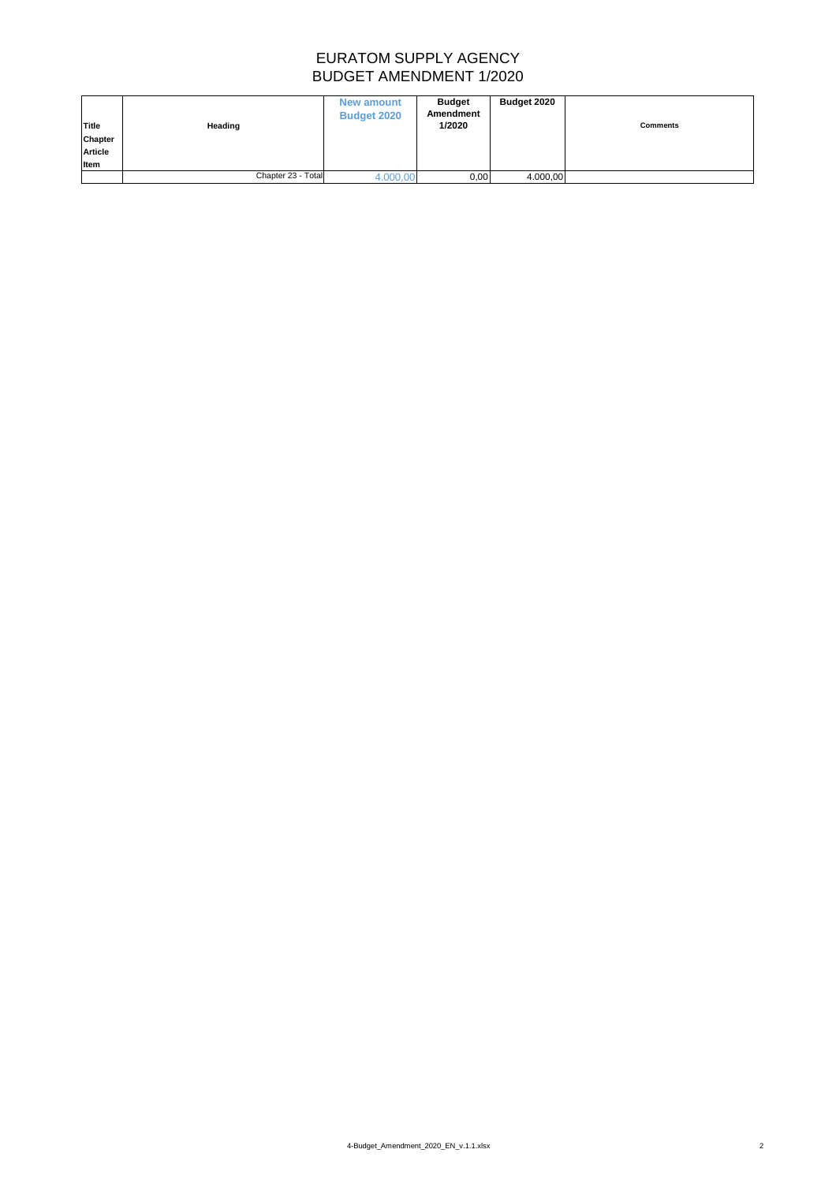# EURATOM SUPPLY AGENCY
## BUDGET AMENDMENT 1/2020

| Title Chapter Article Item | Heading | New amount Budget 2020 | Budget Amendment 1/2020 | Budget 2020 | Comments |
|---|---|---|---|---|---|
| | Chapter 23 - Total | 4.000,00 | 0,00 | 4.000,00 | |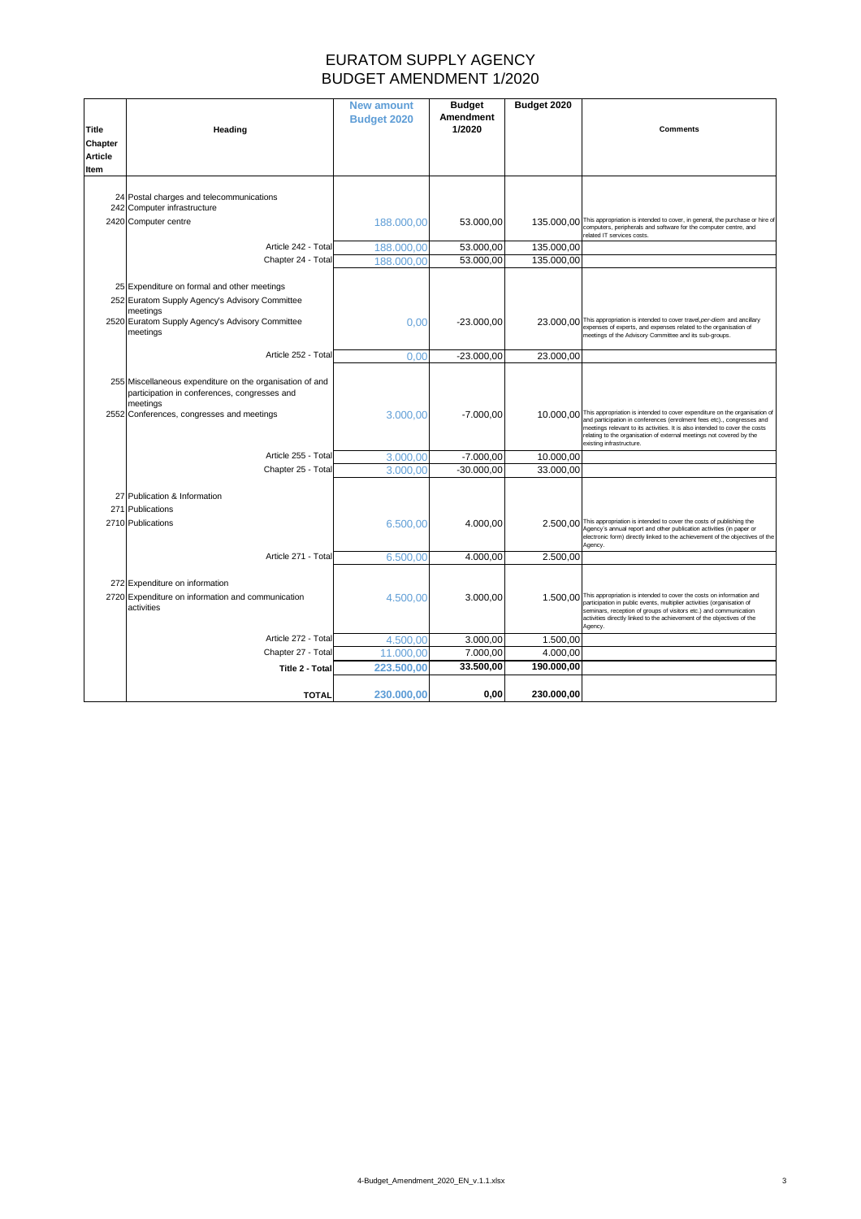# EURATOM SUPPLY AGENCY
# BUDGET AMENDMENT 1/2020

| Title<br>Chapter<br>Article<br>Item | Heading | New amount Budget 2020 | Budget Amendment 1/2020 | Budget 2020 | Comments |
|---|---|---|---|---|---|
| 24 | Postal charges and telecommunications | | | | |
| 242 | Computer infrastructure | | | | |
| 2420 | Computer centre | 188.000,00 | 53.000,00 | 135.000,00 | This appropriation is intended to cover, in general, the purchase or hire of computers, peripherals and software for the computer centre, and related IT services costs. |
| | Article 242 - Total | 188.000,00 | 53.000,00 | 135.000,00 | |
| | Chapter 24 - Total | 188.000,00 | 53.000,00 | 135.000,00 | |
| 25 | Expenditure on formal and other meetings | | | | |
| 252 | Euratom Supply Agency's Advisory Committee meetings | | | | |
| 2520 | Euratom Supply Agency's Advisory Committee meetings | 0,00 | -23.000,00 | 23.000,00 | This appropriation is intended to cover travel, *per-diem* and ancillary expenses of experts, and expenses related to the organisation of meetings of the Advisory Committee and its sub-groups. |
| | Article 252 - Total | 0,00 | -23.000,00 | 23.000,00 | |
| 255 | Miscellaneous expenditure on the organisation of and participation in conferences, congresses and meetings | | | | |
| 2552 | Conferences, congresses and meetings | 3.000,00 | -7.000,00 | 10.000,00 | This appropriation is intended to cover expenditure on the organisation of and participation in conferences (enrolment fees etc)., congresses and meetings relevant to its activities. It is also intended to cover the costs relating to the organisation of external meetings not covered by the existing infrastructure. |
| | Article 255 - Total | 3.000,00 | -7.000,00 | 10.000,00 | |
| | Chapter 25 - Total | 3.000,00 | -30.000,00 | 33.000,00 | |
| 27 | Publication & Information | | | | |
| 271 | Publications | | | | |
| 2710 | Publications | 6.500,00 | 4.000,00 | 2.500,00 | This appropriation is intended to cover the costs of publishing the Agency's annual report and other publication activities (in paper or electronic form) directly linked to the achievement of the objectives of the Agency. |
| | Article 271 - Total | 6.500,00 | 4.000,00 | 2.500,00 | |
| 272 | Expenditure on information | | | | |
| 2720 | Expenditure on information and communication activities | 4.500,00 | 3.000,00 | 1.500,00 | This appropriation is intended to cover the costs on information and participation in public events, multiplier activities (organisation of seminars, reception of groups of visitors etc.) and communication activities directly linked to the achievement of the objectives of the Agency. |
| | Article 272 - Total | 4.500,00 | 3.000,00 | 1.500,00 | |
| | Chapter 27 - Total | 11.000,00 | 7.000,00 | 4.000,00 | |
| | **Title 2 - Total** | **223.500,00** | **33.500,00** | **190.000,00** | |
| | **TOTAL** | **230.000,00** | **0,00** | **230.000,00** | |